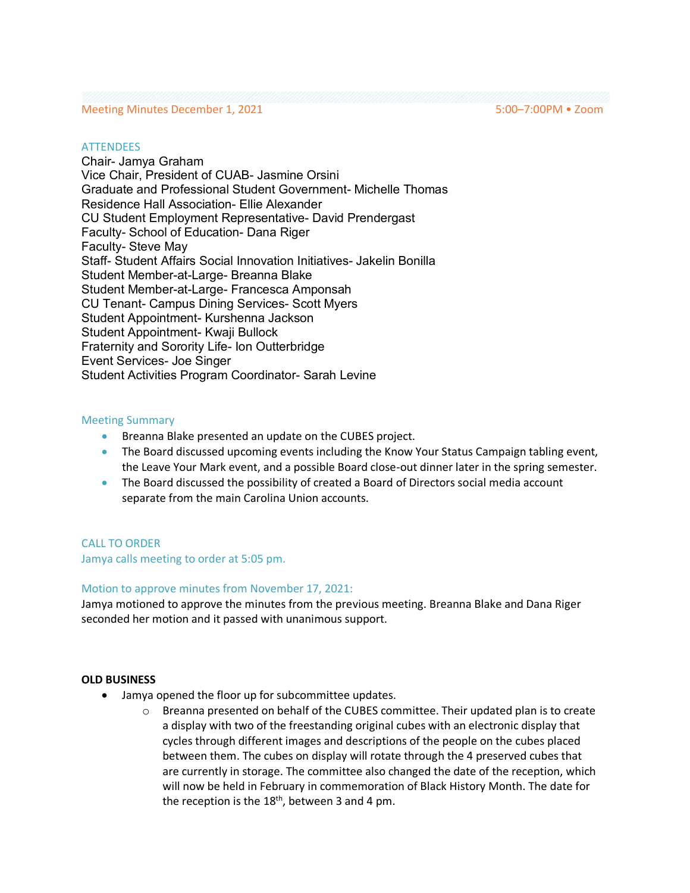Meeting Minutes December 1, 2021 — 5:00–7:00PM • Zoom

## ATTENDEES

Chair- Jamya Graham
Vice Chair, President of CUAB- Jasmine Orsini
Graduate and Professional Student Government- Michelle Thomas
Residence Hall Association- Ellie Alexander
CU Student Employment Representative- David Prendergast
Faculty- School of Education- Dana Riger
Faculty- Steve May
Staff- Student Affairs Social Innovation Initiatives- Jakelin Bonilla
Student Member-at-Large- Breanna Blake
Student Member-at-Large- Francesca Amponsah
CU Tenant- Campus Dining Services- Scott Myers
Student Appointment- Kurshenna Jackson
Student Appointment- Kwaji Bullock
Fraternity and Sorority Life- Ion Outterbridge
Event Services- Joe Singer
Student Activities Program Coordinator- Sarah Levine

## Meeting Summary

- Breanna Blake presented an update on the CUBES project.
- The Board discussed upcoming events including the Know Your Status Campaign tabling event, the Leave Your Mark event, and a possible Board close-out dinner later in the spring semester.
- The Board discussed the possibility of created a Board of Directors social media account separate from the main Carolina Union accounts.

## CALL TO ORDER

Jamya calls meeting to order at 5:05 pm.

### Motion to approve minutes from November 17, 2021:

Jamya motioned to approve the minutes from the previous meeting. Breanna Blake and Dana Riger seconded her motion and it passed with unanimous support.

## OLD BUSINESS

- Jamya opened the floor up for subcommittee updates.
  - Breanna presented on behalf of the CUBES committee. Their updated plan is to create a display with two of the freestanding original cubes with an electronic display that cycles through different images and descriptions of the people on the cubes placed between them. The cubes on display will rotate through the 4 preserved cubes that are currently in storage. The committee also changed the date of the reception, which will now be held in February in commemoration of Black History Month. The date for the reception is the 18th, between 3 and 4 pm.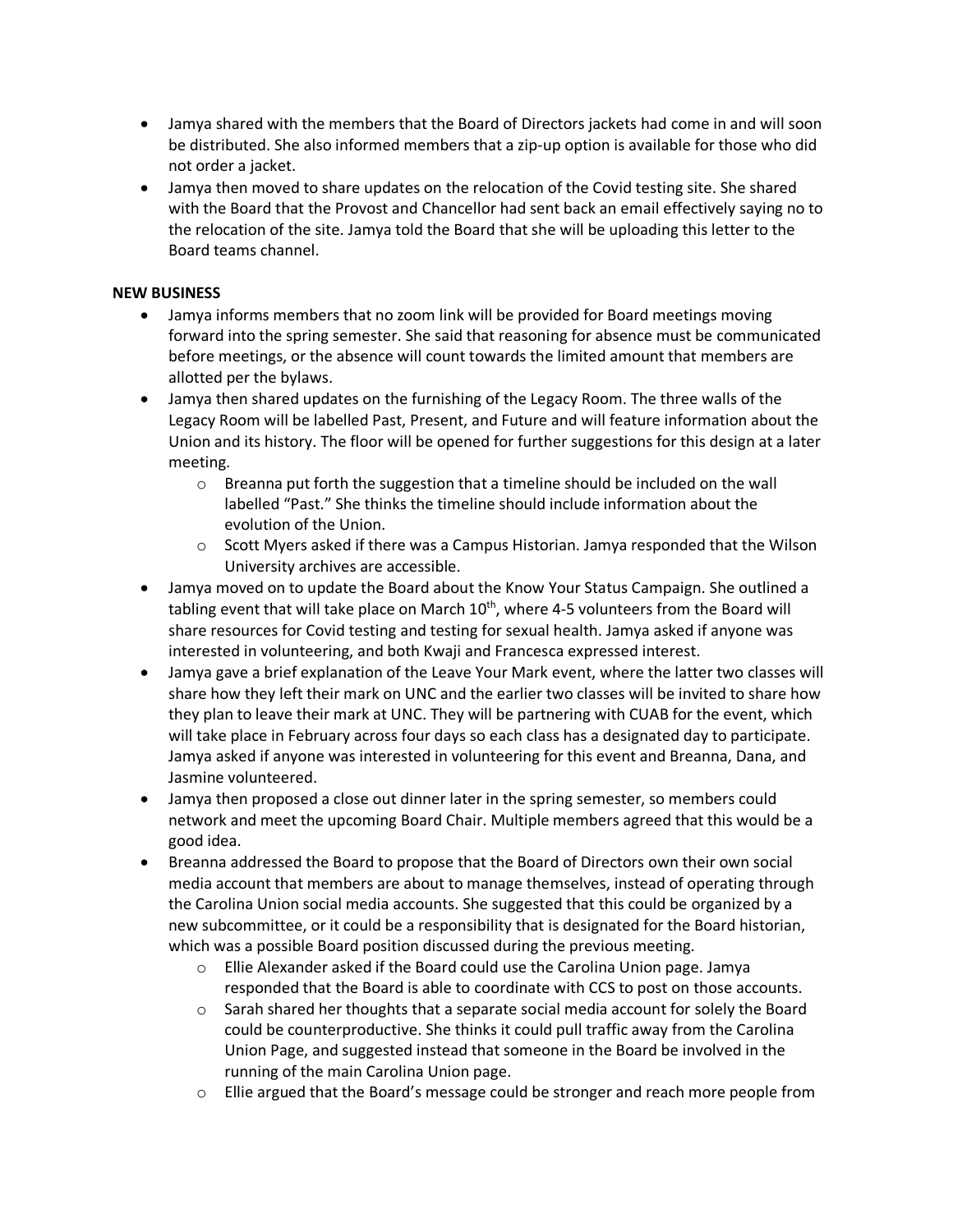- Jamya shared with the members that the Board of Directors jackets had come in and will soon be distributed. She also informed members that a zip-up option is available for those who did not order a jacket.
- Jamya then moved to share updates on the relocation of the Covid testing site. She shared with the Board that the Provost and Chancellor had sent back an email effectively saying no to the relocation of the site. Jamya told the Board that she will be uploading this letter to the Board teams channel.

**NEW BUSINESS**

- Jamya informs members that no zoom link will be provided for Board meetings moving forward into the spring semester. She said that reasoning for absence must be communicated before meetings, or the absence will count towards the limited amount that members are allotted per the bylaws.
- Jamya then shared updates on the furnishing of the Legacy Room. The three walls of the Legacy Room will be labelled Past, Present, and Future and will feature information about the Union and its history. The floor will be opened for further suggestions for this design at a later meeting.
    - Breanna put forth the suggestion that a timeline should be included on the wall labelled "Past." She thinks the timeline should include information about the evolution of the Union.
    - Scott Myers asked if there was a Campus Historian. Jamya responded that the Wilson University archives are accessible.
- Jamya moved on to update the Board about the Know Your Status Campaign. She outlined a tabling event that will take place on March 10th, where 4-5 volunteers from the Board will share resources for Covid testing and testing for sexual health. Jamya asked if anyone was interested in volunteering, and both Kwaji and Francesca expressed interest.
- Jamya gave a brief explanation of the Leave Your Mark event, where the latter two classes will share how they left their mark on UNC and the earlier two classes will be invited to share how they plan to leave their mark at UNC. They will be partnering with CUAB for the event, which will take place in February across four days so each class has a designated day to participate. Jamya asked if anyone was interested in volunteering for this event and Breanna, Dana, and Jasmine volunteered.
- Jamya then proposed a close out dinner later in the spring semester, so members could network and meet the upcoming Board Chair. Multiple members agreed that this would be a good idea.
- Breanna addressed the Board to propose that the Board of Directors own their own social media account that members are about to manage themselves, instead of operating through the Carolina Union social media accounts. She suggested that this could be organized by a new subcommittee, or it could be a responsibility that is designated for the Board historian, which was a possible Board position discussed during the previous meeting.
    - Ellie Alexander asked if the Board could use the Carolina Union page. Jamya responded that the Board is able to coordinate with CCS to post on those accounts.
    - Sarah shared her thoughts that a separate social media account for solely the Board could be counterproductive. She thinks it could pull traffic away from the Carolina Union Page, and suggested instead that someone in the Board be involved in the running of the main Carolina Union page.
    - Ellie argued that the Board's message could be stronger and reach more people from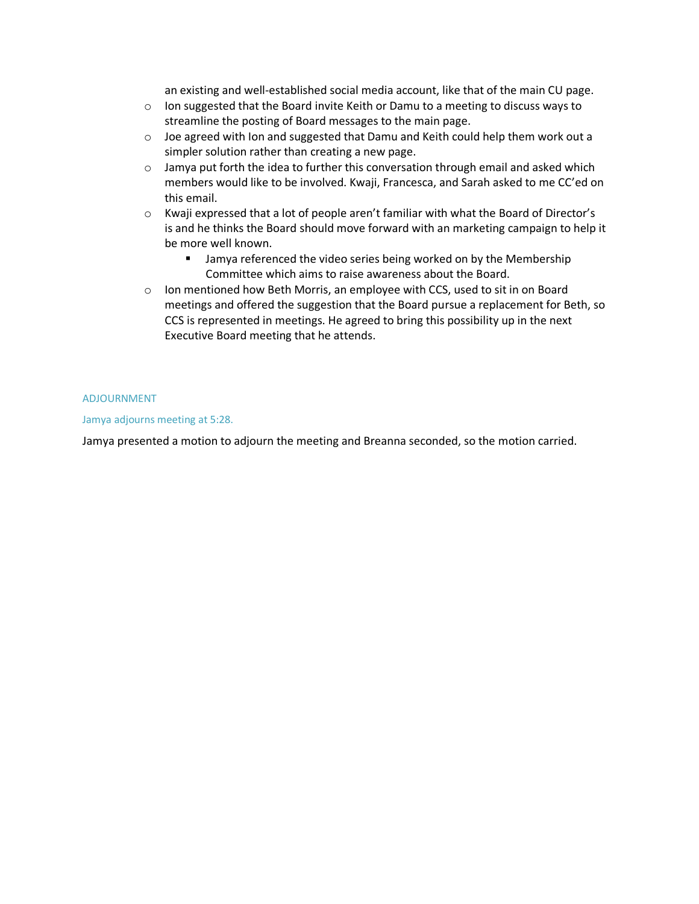an existing and well-established social media account, like that of the main CU page.

- Ion suggested that the Board invite Keith or Damu to a meeting to discuss ways to streamline the posting of Board messages to the main page.
- Joe agreed with Ion and suggested that Damu and Keith could help them work out a simpler solution rather than creating a new page.
- Jamya put forth the idea to further this conversation through email and asked which members would like to be involved. Kwaji, Francesca, and Sarah asked to me CC'ed on this email.
- Kwaji expressed that a lot of people aren't familiar with what the Board of Director's is and he thinks the Board should move forward with an marketing campaign to help it be more well known.
  - Jamya referenced the video series being worked on by the Membership Committee which aims to raise awareness about the Board.
- Ion mentioned how Beth Morris, an employee with CCS, used to sit in on Board meetings and offered the suggestion that the Board pursue a replacement for Beth, so CCS is represented in meetings. He agreed to bring this possibility up in the next Executive Board meeting that he attends.

## ADJOURNMENT

### Jamya adjourns meeting at 5:28.

Jamya presented a motion to adjourn the meeting and Breanna seconded, so the motion carried.